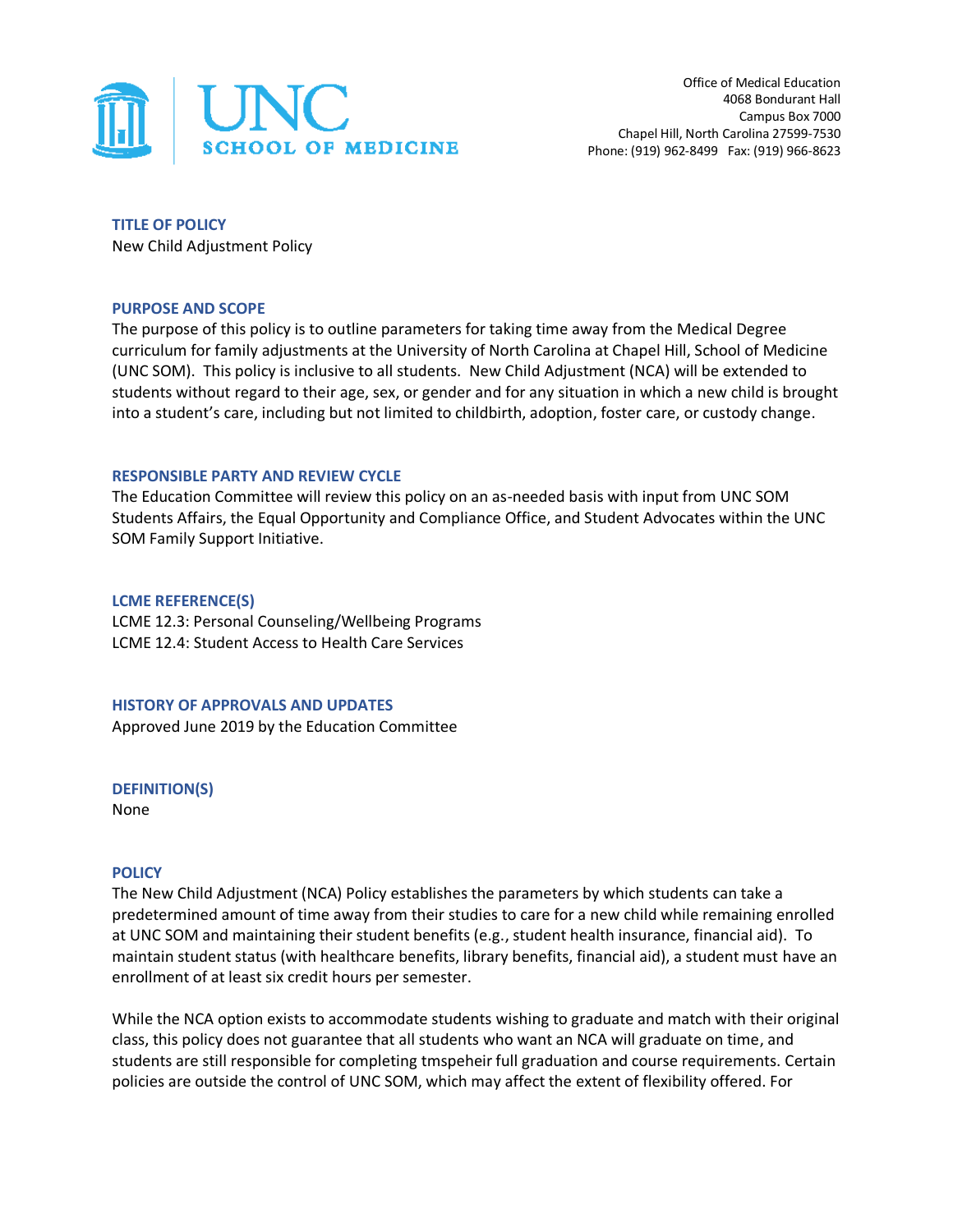Office of Medical Education
4068 Bondurant Hall
Campus Box 7000
Chapel Hill, North Carolina 27599-7530
Phone: (919) 962-8499 Fax: (919) 966-8623

## TITLE OF POLICY

New Child Adjustment Policy

## PURPOSE AND SCOPE

The purpose of this policy is to outline parameters for taking time away from the Medical Degree curriculum for family adjustments at the University of North Carolina at Chapel Hill, School of Medicine (UNC SOM). This policy is inclusive to all students. New Child Adjustment (NCA) will be extended to students without regard to their age, sex, or gender and for any situation in which a new child is brought into a student's care, including but not limited to childbirth, adoption, foster care, or custody change.

## RESPONSIBLE PARTY AND REVIEW CYCLE

The Education Committee will review this policy on an as-needed basis with input from UNC SOM Students Affairs, the Equal Opportunity and Compliance Office, and Student Advocates within the UNC SOM Family Support Initiative.

## LCME REFERENCE(S)

LCME 12.3: Personal Counseling/Wellbeing Programs
LCME 12.4: Student Access to Health Care Services

## HISTORY OF APPROVALS AND UPDATES

Approved June 2019 by the Education Committee

## DEFINITION(S)

None

## POLICY

The New Child Adjustment (NCA) Policy establishes the parameters by which students can take a predetermined amount of time away from their studies to care for a new child while remaining enrolled at UNC SOM and maintaining their student benefits (e.g., student health insurance, financial aid). To maintain student status (with healthcare benefits, library benefits, financial aid), a student must have an enrollment of at least six credit hours per semester.

While the NCA option exists to accommodate students wishing to graduate and match with their original class, this policy does not guarantee that all students who want an NCA will graduate on time, and students are still responsible for completing tmspeheir full graduation and course requirements. Certain policies are outside the control of UNC SOM, which may affect the extent of flexibility offered. For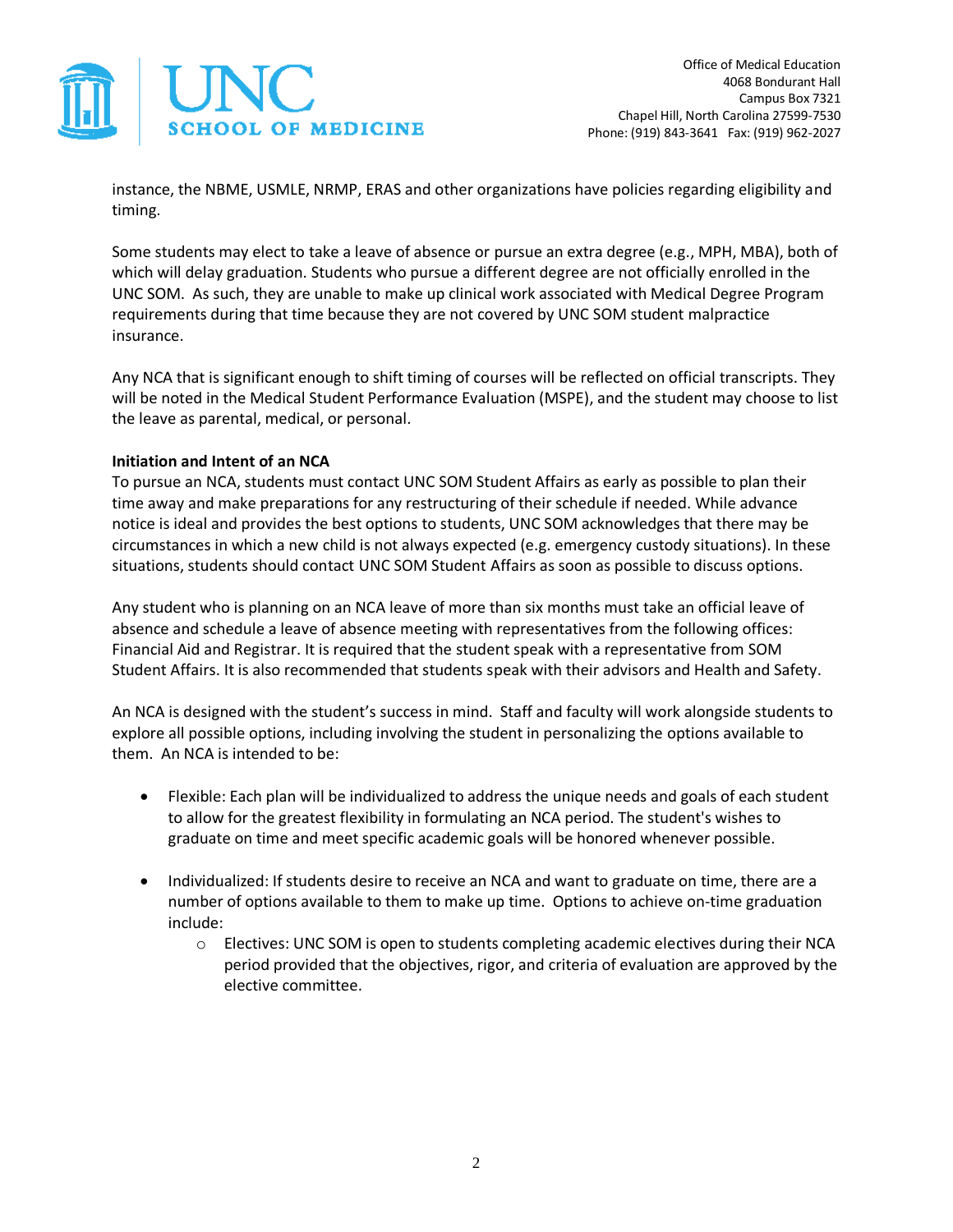instance, the NBME, USMLE, NRMP, ERAS and other organizations have policies regarding eligibility and timing.

Some students may elect to take a leave of absence or pursue an extra degree (e.g., MPH, MBA), both of which will delay graduation. Students who pursue a different degree are not officially enrolled in the UNC SOM. As such, they are unable to make up clinical work associated with Medical Degree Program requirements during that time because they are not covered by UNC SOM student malpractice insurance.

Any NCA that is significant enough to shift timing of courses will be reflected on official transcripts. They will be noted in the Medical Student Performance Evaluation (MSPE), and the student may choose to list the leave as parental, medical, or personal.

**Initiation and Intent of an NCA**

To pursue an NCA, students must contact UNC SOM Student Affairs as early as possible to plan their time away and make preparations for any restructuring of their schedule if needed. While advance notice is ideal and provides the best options to students, UNC SOM acknowledges that there may be circumstances in which a new child is not always expected (e.g. emergency custody situations). In these situations, students should contact UNC SOM Student Affairs as soon as possible to discuss options.

Any student who is planning on an NCA leave of more than six months must take an official leave of absence and schedule a leave of absence meeting with representatives from the following offices: Financial Aid and Registrar. It is required that the student speak with a representative from SOM Student Affairs. It is also recommended that students speak with their advisors and Health and Safety.

An NCA is designed with the student's success in mind. Staff and faculty will work alongside students to explore all possible options, including involving the student in personalizing the options available to them. An NCA is intended to be:

- Flexible: Each plan will be individualized to address the unique needs and goals of each student to allow for the greatest flexibility in formulating an NCA period. The student's wishes to graduate on time and meet specific academic goals will be honored whenever possible.

- Individualized: If students desire to receive an NCA and want to graduate on time, there are a number of options available to them to make up time. Options to achieve on-time graduation include:
  - Electives: UNC SOM is open to students completing academic electives during their NCA period provided that the objectives, rigor, and criteria of evaluation are approved by the elective committee.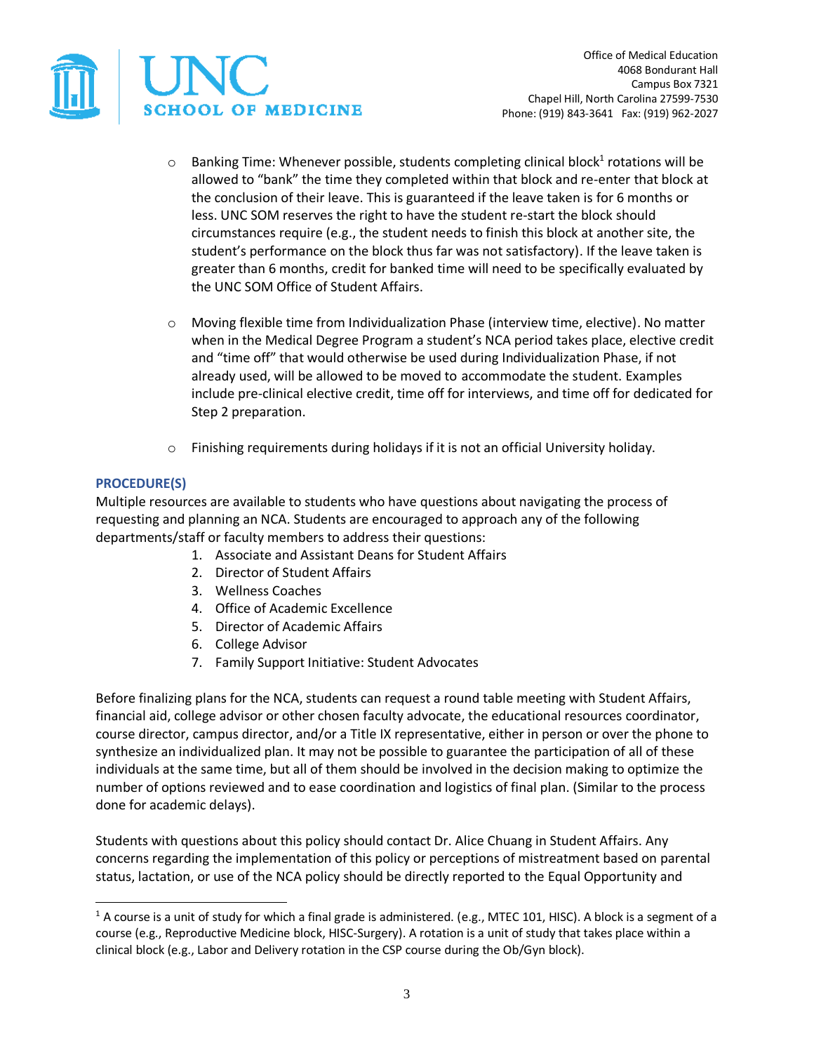- Banking Time: Whenever possible, students completing clinical block[1] rotations will be allowed to "bank" the time they completed within that block and re-enter that block at the conclusion of their leave. This is guaranteed if the leave taken is for 6 months or less. UNC SOM reserves the right to have the student re-start the block should circumstances require (e.g., the student needs to finish this block at another site, the student's performance on the block thus far was not satisfactory). If the leave taken is greater than 6 months, credit for banked time will need to be specifically evaluated by the UNC SOM Office of Student Affairs.

- Moving flexible time from Individualization Phase (interview time, elective). No matter when in the Medical Degree Program a student's NCA period takes place, elective credit and "time off" that would otherwise be used during Individualization Phase, if not already used, will be allowed to be moved to accommodate the student. Examples include pre-clinical elective credit, time off for interviews, and time off for dedicated for Step 2 preparation.

- Finishing requirements during holidays if it is not an official University holiday.

### PROCEDURE(S)

Multiple resources are available to students who have questions about navigating the process of requesting and planning an NCA. Students are encouraged to approach any of the following departments/staff or faculty members to address their questions:

1. Associate and Assistant Deans for Student Affairs
2. Director of Student Affairs
3. Wellness Coaches
4. Office of Academic Excellence
5. Director of Academic Affairs
6. College Advisor
7. Family Support Initiative: Student Advocates

Before finalizing plans for the NCA, students can request a round table meeting with Student Affairs, financial aid, college advisor or other chosen faculty advocate, the educational resources coordinator, course director, campus director, and/or a Title IX representative, either in person or over the phone to synthesize an individualized plan. It may not be possible to guarantee the participation of all of these individuals at the same time, but all of them should be involved in the decision making to optimize the number of options reviewed and to ease coordination and logistics of final plan. (Similar to the process done for academic delays).

Students with questions about this policy should contact Dr. Alice Chuang in Student Affairs. Any concerns regarding the implementation of this policy or perceptions of mistreatment based on parental status, lactation, or use of the NCA policy should be directly reported to the Equal Opportunity and

---

[1] A course is a unit of study for which a final grade is administered. (e.g., MTEC 101, HISC). A block is a segment of a course (e.g., Reproductive Medicine block, HISC-Surgery). A rotation is a unit of study that takes place within a clinical block (e.g., Labor and Delivery rotation in the CSP course during the Ob/Gyn block).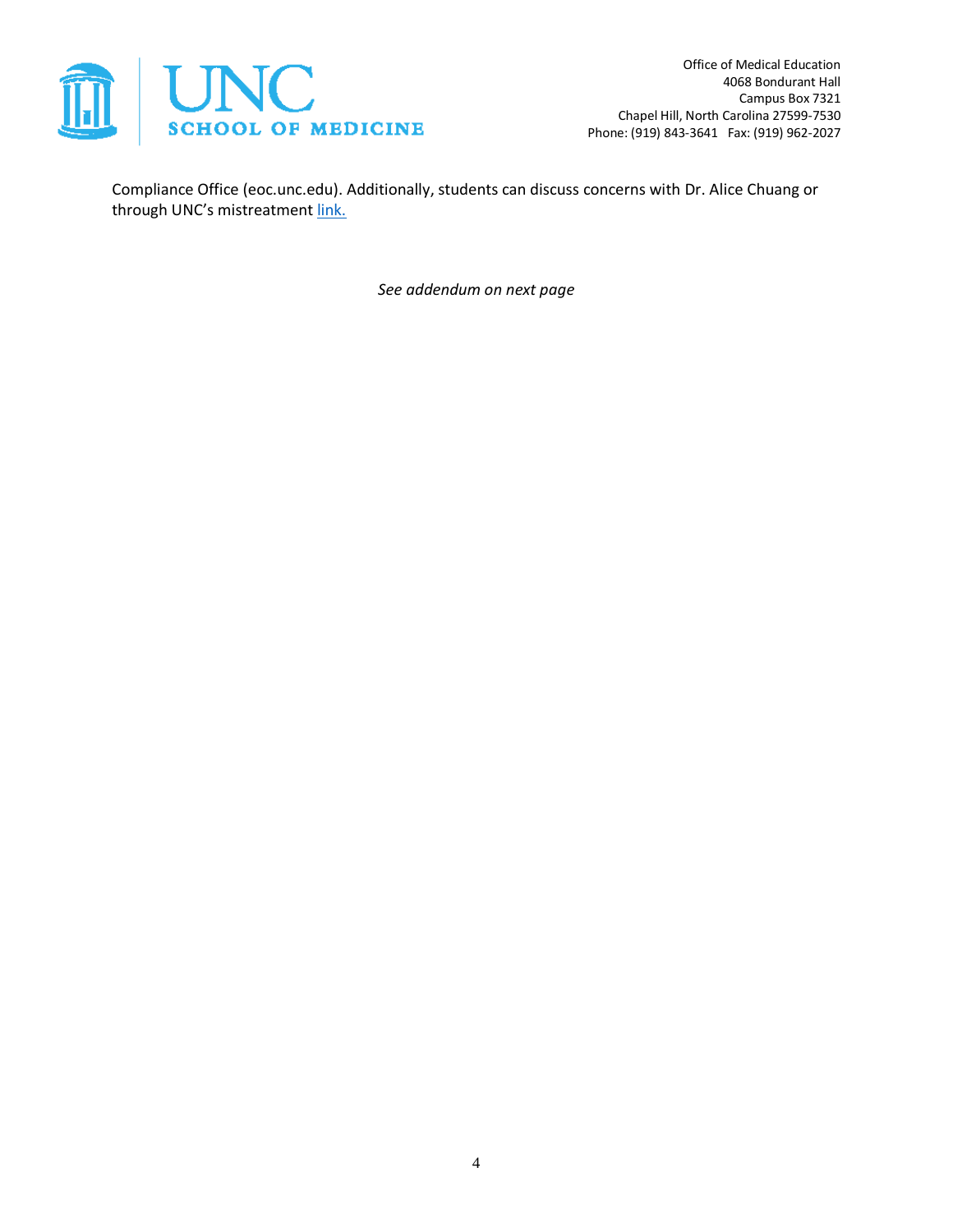Compliance Office (eoc.unc.edu). Additionally, students can discuss concerns with Dr. Alice Chuang or through UNC's mistreatment link.

*See addendum on next page*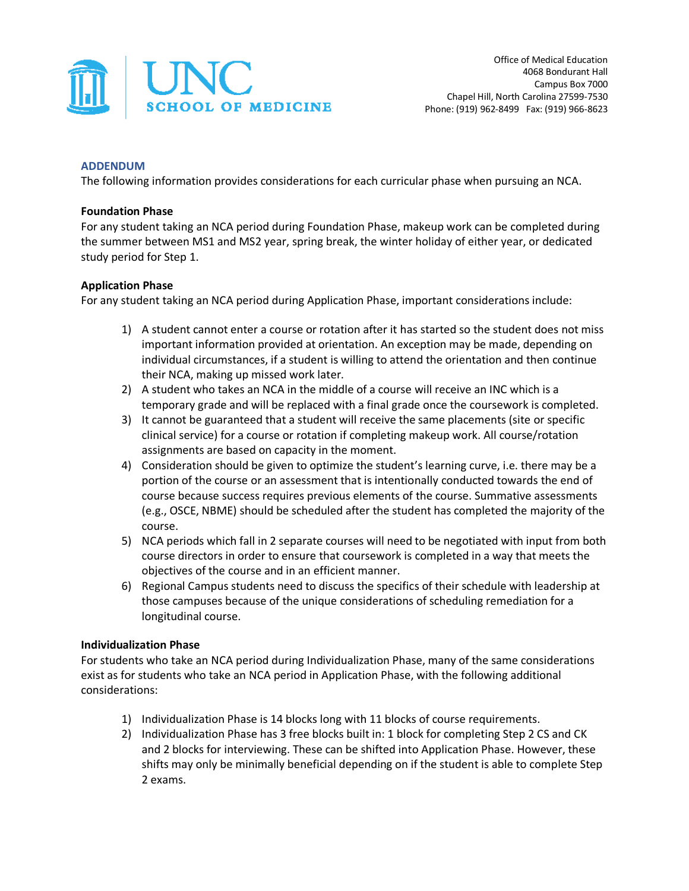UNC SCHOOL OF MEDICINE

Office of Medical Education
4068 Bondurant Hall
Campus Box 7000
Chapel Hill, North Carolina 27599-7530
Phone: (919) 962-8499 Fax: (919) 966-8623

## ADDENDUM

The following information provides considerations for each curricular phase when pursuing an NCA.

**Foundation Phase**

For any student taking an NCA period during Foundation Phase, makeup work can be completed during the summer between MS1 and MS2 year, spring break, the winter holiday of either year, or dedicated study period for Step 1.

**Application Phase**

For any student taking an NCA period during Application Phase, important considerations include:

1) A student cannot enter a course or rotation after it has started so the student does not miss important information provided at orientation. An exception may be made, depending on individual circumstances, if a student is willing to attend the orientation and then continue their NCA, making up missed work later.
2) A student who takes an NCA in the middle of a course will receive an INC which is a temporary grade and will be replaced with a final grade once the coursework is completed.
3) It cannot be guaranteed that a student will receive the same placements (site or specific clinical service) for a course or rotation if completing makeup work. All course/rotation assignments are based on capacity in the moment.
4) Consideration should be given to optimize the student's learning curve, i.e. there may be a portion of the course or an assessment that is intentionally conducted towards the end of course because success requires previous elements of the course. Summative assessments (e.g., OSCE, NBME) should be scheduled after the student has completed the majority of the course.
5) NCA periods which fall in 2 separate courses will need to be negotiated with input from both course directors in order to ensure that coursework is completed in a way that meets the objectives of the course and in an efficient manner.
6) Regional Campus students need to discuss the specifics of their schedule with leadership at those campuses because of the unique considerations of scheduling remediation for a longitudinal course.

**Individualization Phase**

For students who take an NCA period during Individualization Phase, many of the same considerations exist as for students who take an NCA period in Application Phase, with the following additional considerations:

1) Individualization Phase is 14 blocks long with 11 blocks of course requirements.
2) Individualization Phase has 3 free blocks built in: 1 block for completing Step 2 CS and CK and 2 blocks for interviewing. These can be shifted into Application Phase. However, these shifts may only be minimally beneficial depending on if the student is able to complete Step 2 exams.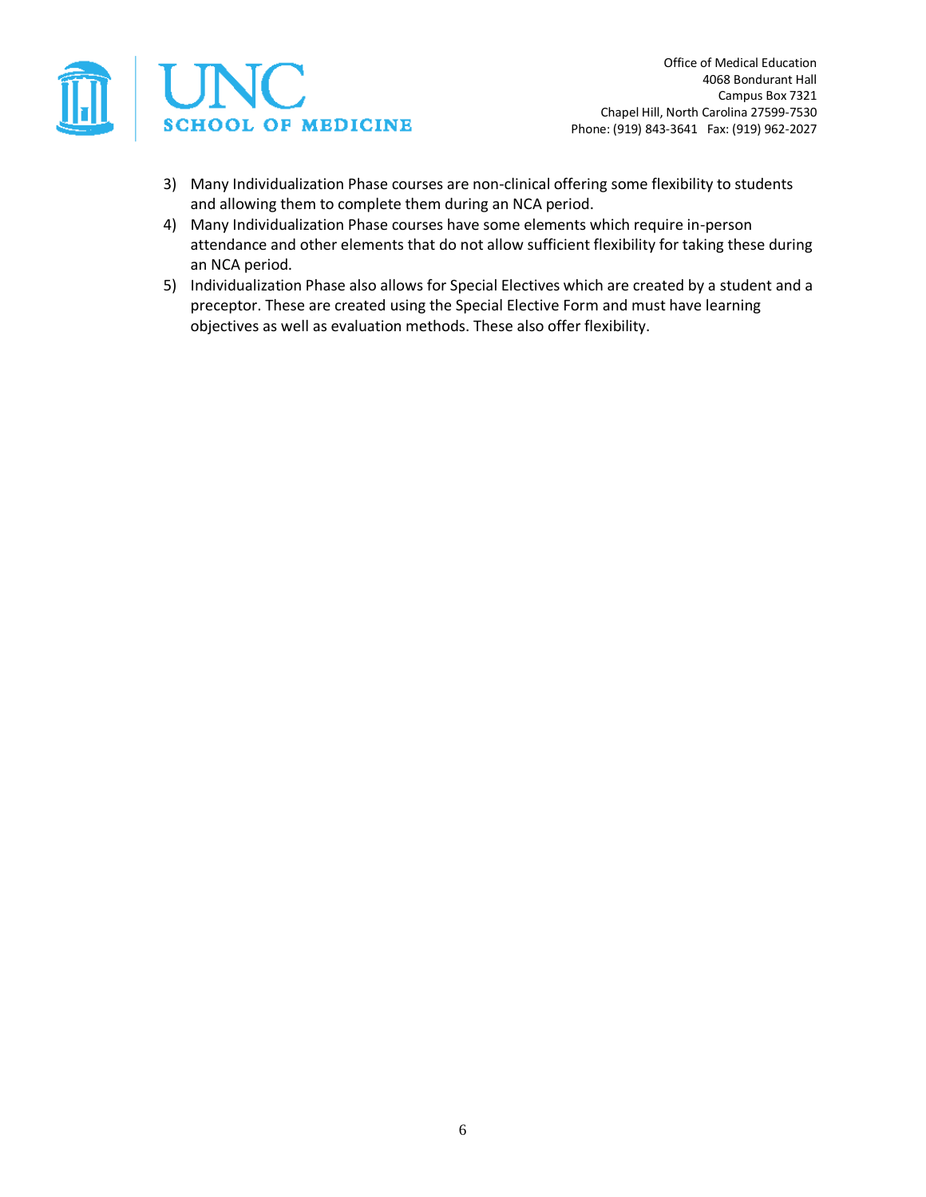3) Many Individualization Phase courses are non-clinical offering some flexibility to students and allowing them to complete them during an NCA period.
4) Many Individualization Phase courses have some elements which require in-person attendance and other elements that do not allow sufficient flexibility for taking these during an NCA period.
5) Individualization Phase also allows for Special Electives which are created by a student and a preceptor. These are created using the Special Elective Form and must have learning objectives as well as evaluation methods. These also offer flexibility.